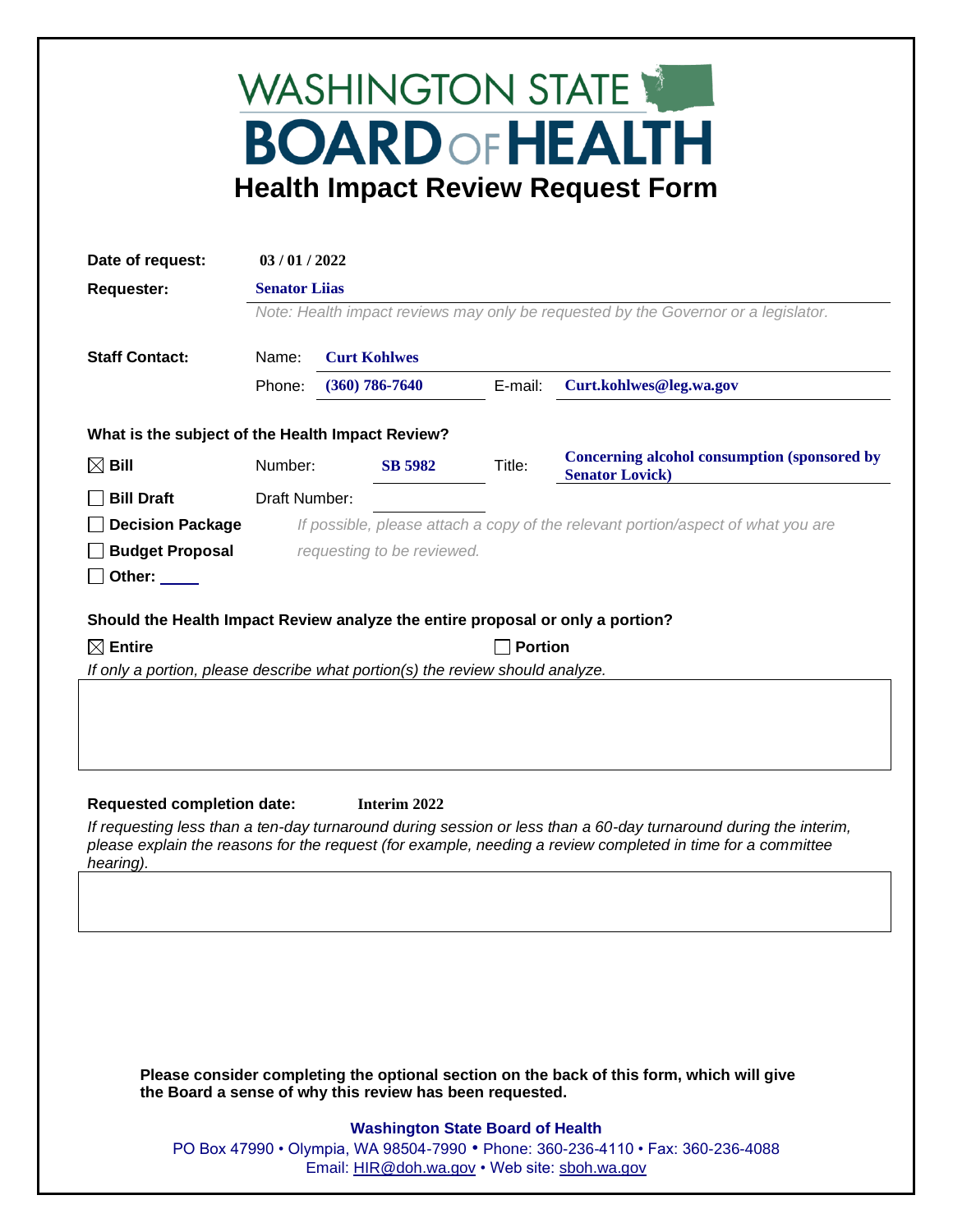# WASHINGTON STATE BOARD OF HEALTH

## Health Impact Review Request Form

**Date of request:** 03 / 01 / 2022

**Requester:** Senator Liias

*Note: Health impact reviews may only be requested by the Governor or a legislator.*

**Staff Contact:**

Name: Curt Kohlwes

Phone: (360) 786-7640 E-mail: Curt.kohlwes@leg.wa.gov

**What is the subject of the Health Impact Review?**

☒ **Bill** Number: SB 5982 Title: Concerning alcohol consumption (sponsored by Senator Lovick)

☐ **Bill Draft** Draft Number:

☐ **Decision Package**

☐ **Budget Proposal**

☐ **Other:** ____

*If possible, please attach a copy of the relevant portion/aspect of what you are requesting to be reviewed.*

**Should the Health Impact Review analyze the entire proposal or only a portion?**

☒ **Entire** ☐ **Portion**

*If only a portion, please describe what portion(s) the review should analyze.*

**Requested completion date:** Interim 2022

*If requesting less than a ten-day turnaround during session or less than a 60-day turnaround during the interim, please explain the reasons for the request (for example, needing a review completed in time for a committee hearing).*

**Please consider completing the optional section on the back of this form, which will give the Board a sense of why this review has been requested.**

**Washington State Board of Health**

PO Box 47990 • Olympia, WA 98504-7990 • Phone: 360-236-4110 • Fax: 360-236-4088

Email: HIR@doh.wa.gov • Web site: sboh.wa.gov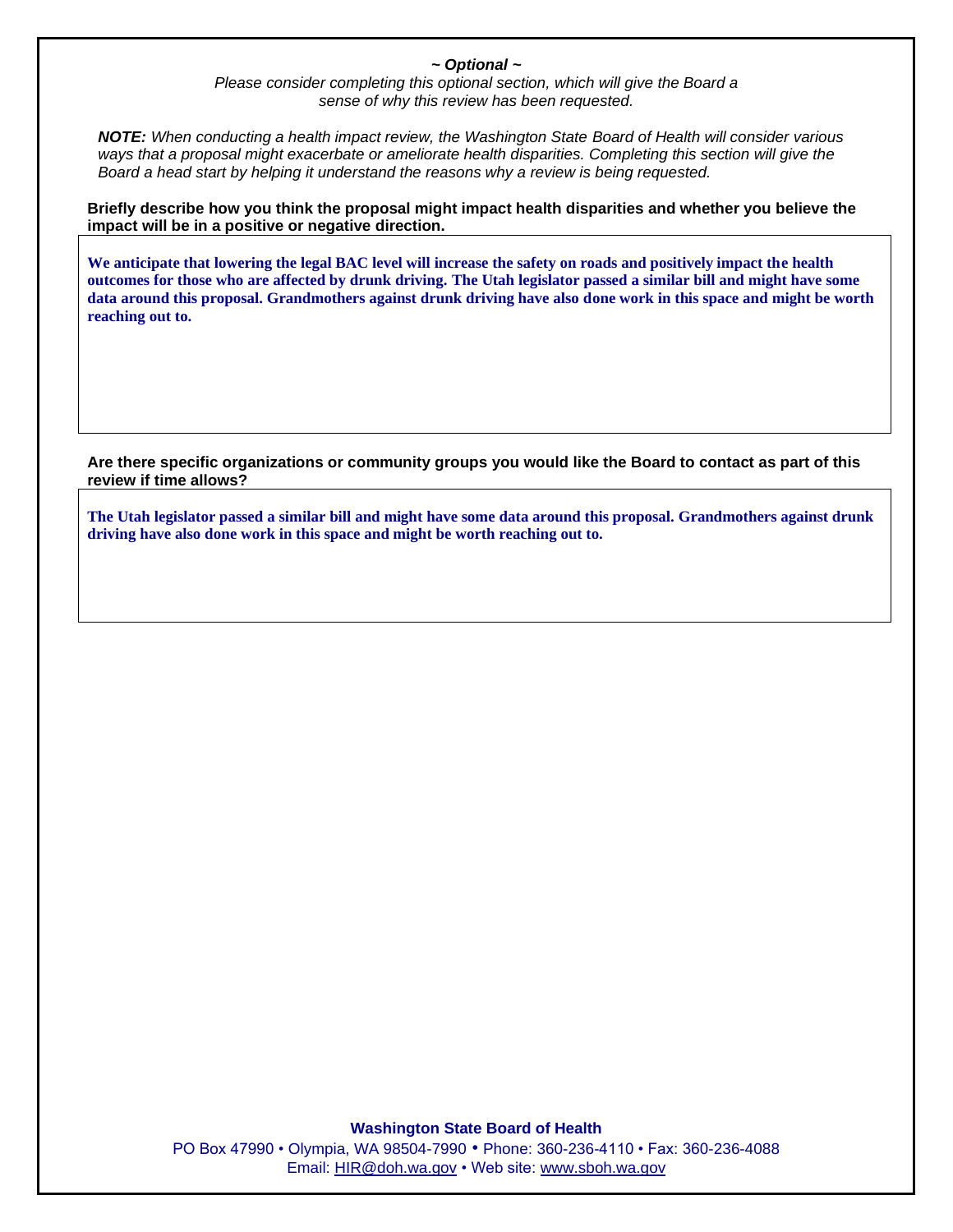***~ Optional ~***

*Please consider completing this optional section, which will give the Board a sense of why this review has been requested.*

***NOTE:*** *When conducting a health impact review, the Washington State Board of Health will consider various ways that a proposal might exacerbate or ameliorate health disparities. Completing this section will give the Board a head start by helping it understand the reasons why a review is being requested.*

**Briefly describe how you think the proposal might impact health disparities and whether you believe the impact will be in a positive or negative direction.**

**We anticipate that lowering the legal BAC level will increase the safety on roads and positively impact the health outcomes for those who are affected by drunk driving. The Utah legislator passed a similar bill and might have some data around this proposal. Grandmothers against drunk driving have also done work in this space and might be worth reaching out to.**

**Are there specific organizations or community groups you would like the Board to contact as part of this review if time allows?**

**The Utah legislator passed a similar bill and might have some data around this proposal. Grandmothers against drunk driving have also done work in this space and might be worth reaching out to.**

**Washington State Board of Health**

PO Box 47990 • Olympia, WA 98504-7990 • Phone: 360-236-4110 • Fax: 360-236-4088
Email: HIR@doh.wa.gov • Web site: www.sboh.wa.gov